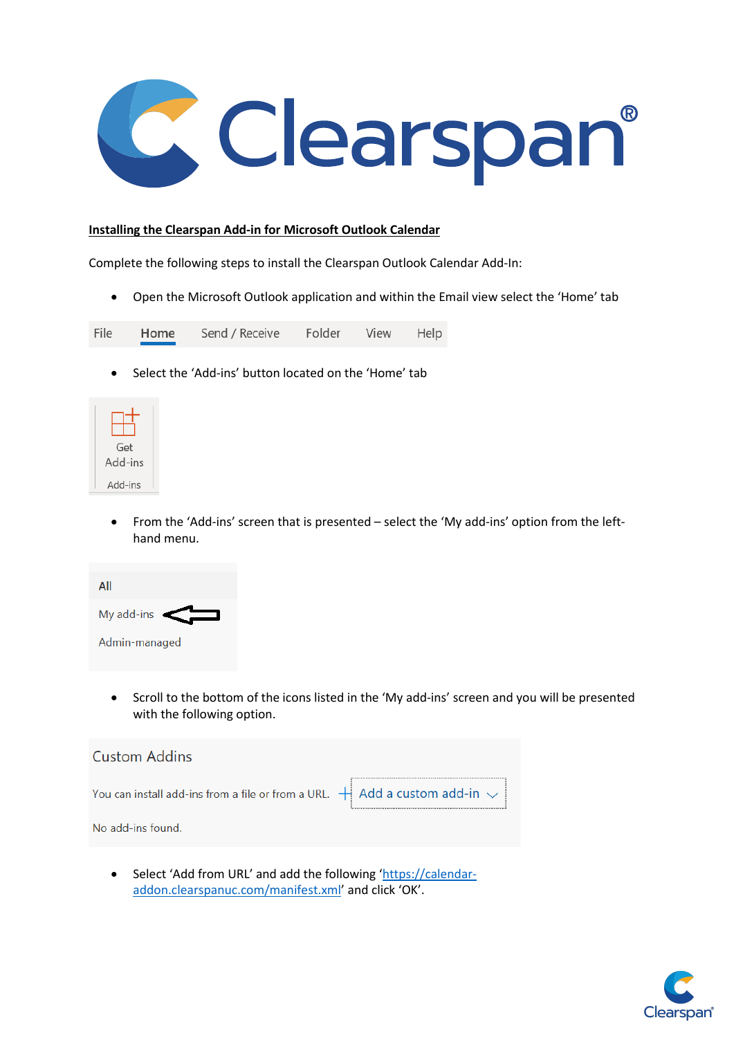**Installing the Clearspan Add-in for Microsoft Outlook Calendar**

Complete the following steps to install the Clearspan Outlook Calendar Add-In:

- Open the Microsoft Outlook application and within the Email view select the 'Home' tab

File Home Send / Receive Folder View Help

- Select the 'Add-ins' button located on the 'Home' tab

Get Add-ins

Add-ins

- From the 'Add-ins' screen that is presented – select the 'My add-ins' option from the left-hand menu.

All

My add-ins

Admin-managed

- Scroll to the bottom of the icons listed in the 'My add-ins' screen and you will be presented with the following option.

Custom Addins

You can install add-ins from a file or from a URL. + Add a custom add-in

No add-ins found.

- Select 'Add from URL' and add the following '[https://calendar-addon.clearspanuc.com/manifest.xml](https://calendar-addon.clearspanuc.com/manifest.xml)' and click 'OK'.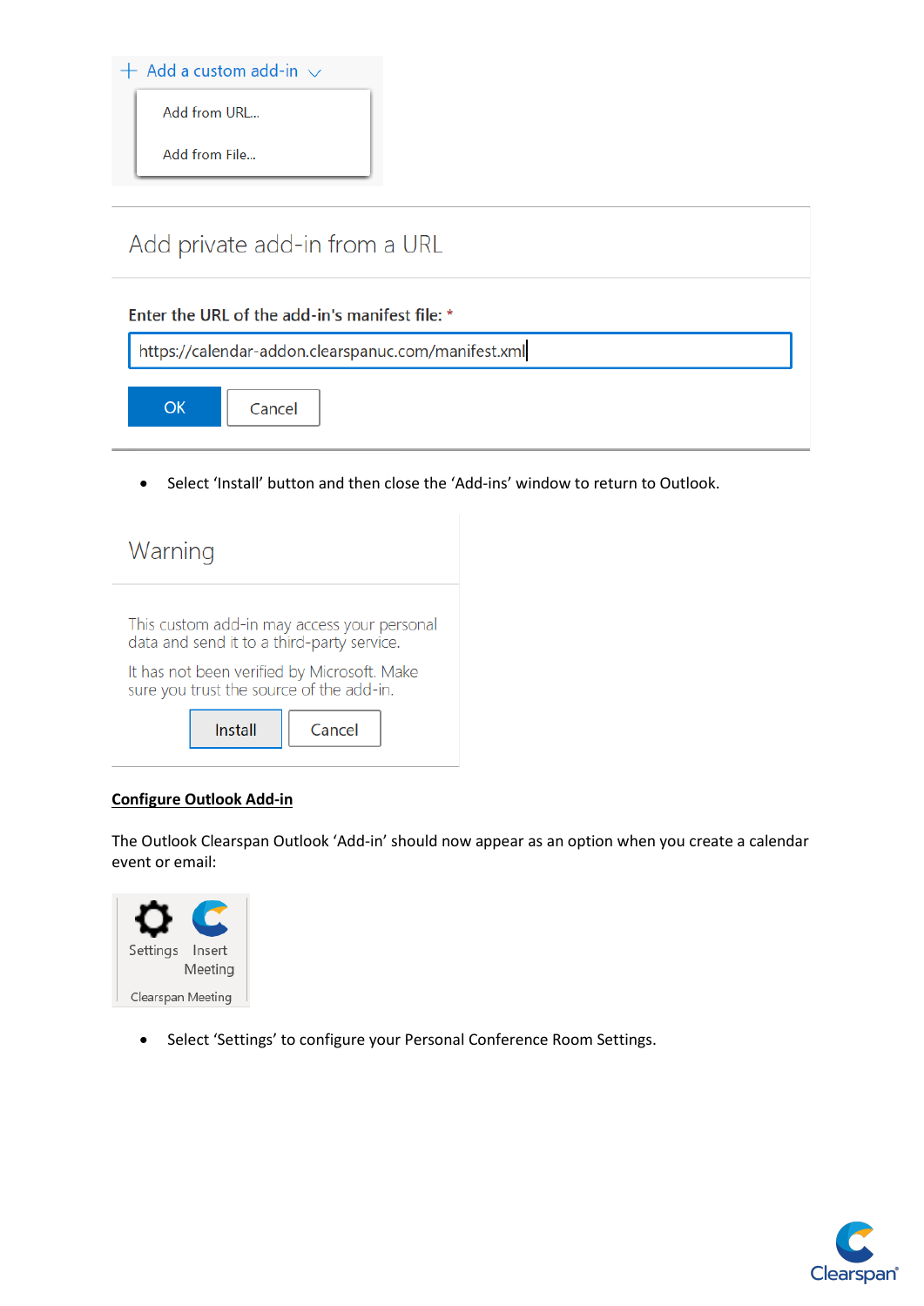+ Add a custom add-in

Add from URL...

Add from File...

Add private add-in from a URL

**Enter the URL of the add-in's manifest file:** *

https://calendar-addon.clearspanuc.com/manifest.xml

OK Cancel

- Select 'Install' button and then close the 'Add-ins' window to return to Outlook.

Warning

This custom add-in may access your personal data and send it to a third-party service.

It has not been verified by Microsoft. Make sure you trust the source of the add-in.

Install Cancel

**Configure Outlook Add-in**

The Outlook Clearspan Outlook 'Add-in' should now appear as an option when you create a calendar event or email:

Settings Insert Meeting

Clearspan Meeting

- Select 'Settings' to configure your Personal Conference Room Settings.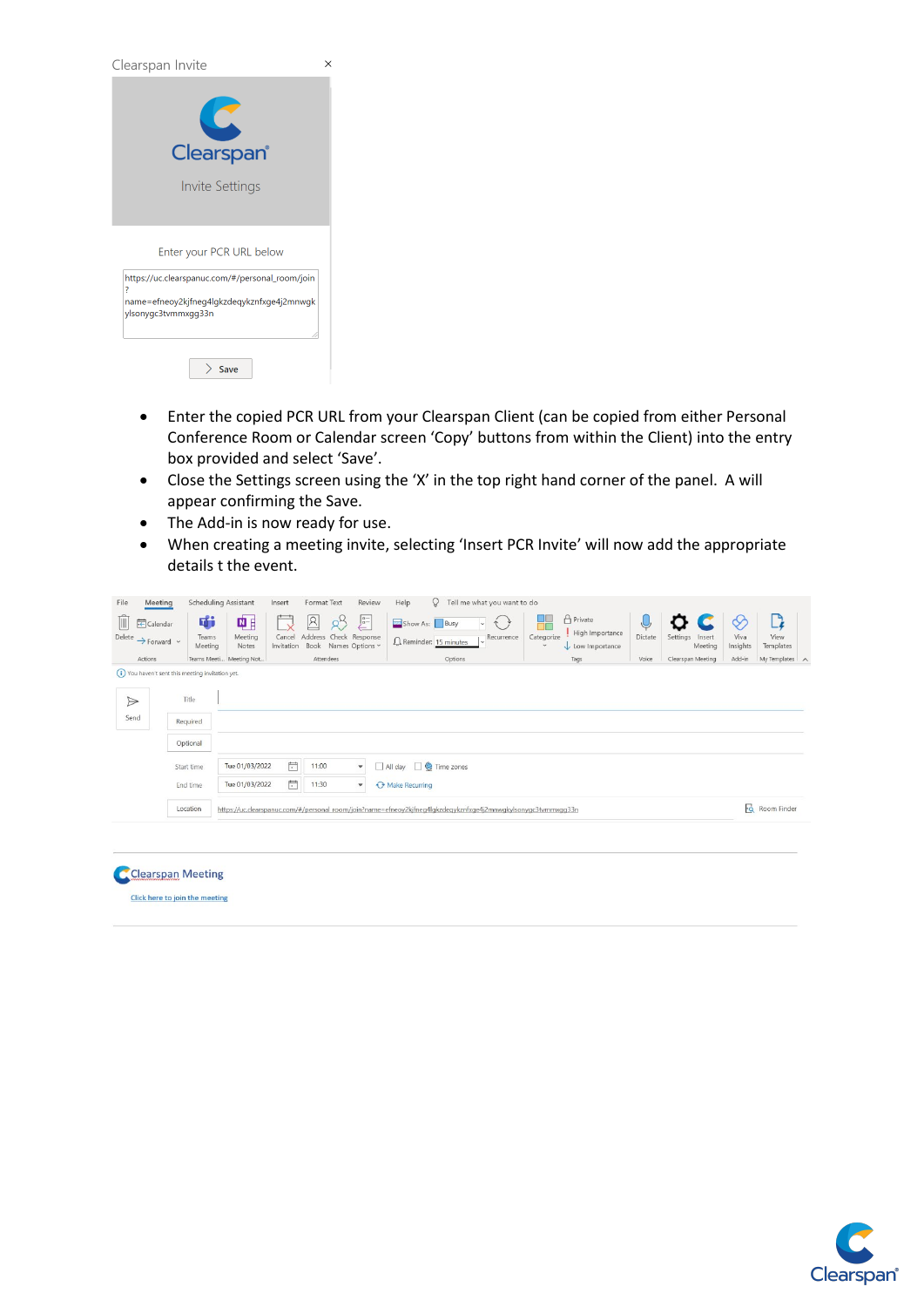- Enter the copied PCR URL from your Clearspan Client (can be copied from either Personal Conference Room or Calendar screen 'Copy' buttons from within the Client) into the entry box provided and select 'Save'.
- Close the Settings screen using the 'X' in the top right hand corner of the panel. A will appear confirming the Save.
- The Add-in is now ready for use.
- When creating a meeting invite, selecting 'Insert PCR Invite' will now add the appropriate details t the event.